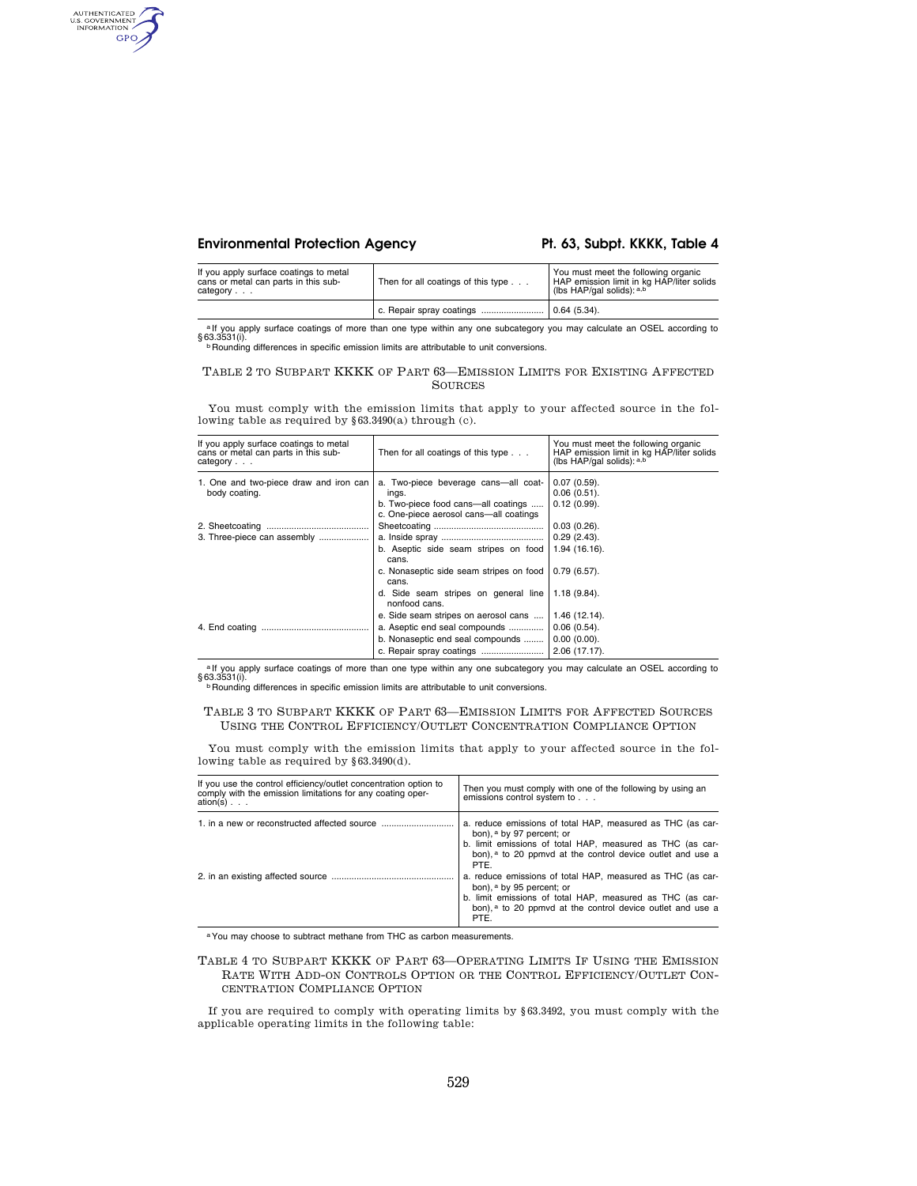| If you apply surface coatings to metal cans or metal can parts in this subcategory . . . | Then for all coatings of this type . . . | You must meet the following organic HAP emission limit in kg HAP/liter solids (lbs HAP/gal solids): [a,b] |
|---|---|---|
| | c. Repair spray coatings | 0.64 (5.34). |

[a] If you apply surface coatings of more than one type within any one subcategory you may calculate an OSEL according to §63.3531(i).

[b] Rounding differences in specific emission limits are attributable to unit conversions.

## Table 2 to Subpart KKKK of Part 63—Emission Limits for Existing Affected Sources

You must comply with the emission limits that apply to your affected source in the following table as required by §63.3490(a) through (c).

| If you apply surface coatings to metal cans or metal can parts in this subcategory . . . | Then for all coatings of this type . . . | You must meet the following organic HAP emission limit in kg HAP/liter solids (lbs HAP/gal solids): [a,b] |
|---|---|---|
| 1. One and two-piece draw and iron can body coating. | a. Two-piece beverage cans—all coatings. | 0.07 (0.59). 0.06 (0.51). |
| | b. Two-piece food cans—all coatings | 0.12 (0.99). |
| | c. One-piece aerosol cans—all coatings | |
| 2. Sheetcoating | Sheetcoating | 0.03 (0.26). |
| 3. Three-piece can assembly | a. Inside spray | 0.29 (2.43). |
| | b. Aseptic side seam stripes on food cans. | 1.94 (16.16). |
| | c. Nonaseptic side seam stripes on food cans. | 0.79 (6.57). |
| | d. Side seam stripes on general line nonfood cans. | 1.18 (9.84). |
| | e. Side seam stripes on aerosol cans | 1.46 (12.14). |
| 4. End coating | a. Aseptic end seal compounds | 0.06 (0.54). |
| | b. Nonaseptic end seal compounds | 0.00 (0.00). |
| | c. Repair spray coatings | 2.06 (17.17). |

[a] If you apply surface coatings of more than one type within any one subcategory you may calculate an OSEL according to §63.3531(i).

[b] Rounding differences in specific emission limits are attributable to unit conversions.

## Table 3 to Subpart KKKK of Part 63—Emission Limits for Affected Sources Using the Control Efficiency/Outlet Concentration Compliance Option

You must comply with the emission limits that apply to your affected source in the following table as required by §63.3490(d).

| If you use the control efficiency/outlet concentration option to comply with the emission limitations for any coating operation(s) . . . | Then you must comply with one of the following by using an emissions control system to . . . |
|---|---|
| 1. in a new or reconstructed affected source | a. reduce emissions of total HAP, measured as THC (as carbon), [a] by 97 percent; or<br>b. limit emissions of total HAP, measured as THC (as carbon), [a] to 20 ppmvd at the control device outlet and use a PTE. |
| 2. in an existing affected source | a. reduce emissions of total HAP, measured as THC (as carbon), [a] by 95 percent; or<br>b. limit emissions of total HAP, measured as THC (as carbon), [a] to 20 ppmvd at the control device outlet and use a PTE. |

[a] You may choose to subtract methane from THC as carbon measurements.

## Table 4 to Subpart KKKK of Part 63—Operating Limits If Using the Emission Rate With Add-On Controls Option or the Control Efficiency/Outlet Concentration Compliance Option

If you are required to comply with operating limits by §63.3492, you must comply with the applicable operating limits in the following table: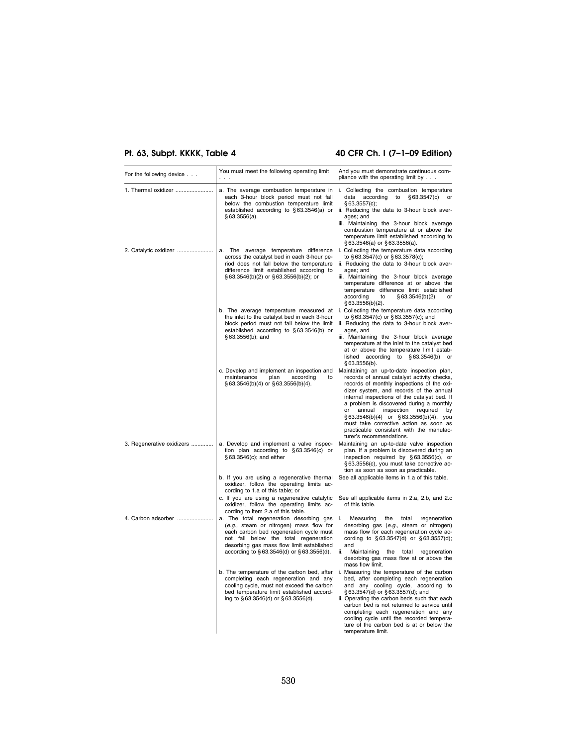| For the following device . . . | You must meet the following operating limit . . . | And you must demonstrate continuous compliance with the operating limit by . . . |
|---|---|---|
| 1. Thermal oxidizer | a. The average combustion temperature in each 3-hour block period must not fall below the combustion temperature limit established according to § 63.3546(a) or § 63.3556(a). | i. Collecting the combustion temperature data according to § 63.3547(c) or § 63.3557(c);<br>ii. Reducing the data to 3-hour block averages; and<br>iii. Maintaining the 3-hour block average combustion temperature at or above the temperature limit established according to § 63.3546(a) or § 63.3556(a). |
| 2. Catalytic oxidizer | a. The average temperature difference across the catalyst bed in each 3-hour period does not fall below the temperature difference limit established according to § 63.3546(b)(2) or § 63.3556(b)(2); or | i. Collecting the temperature data according to § 63.3547(c) or § 63.3578(c);<br>ii. Reducing the data to 3-hour block averages; and<br>iii. Maintaining the 3-hour block average temperature difference at or above the temperature difference limit established according to § 63.3546(b)(2) or § 63.3556(b)(2). |
| | b. The average temperature measured at the inlet to the catalyst bed in each 3-hour block period must not fall below the limit established according to § 63.3546(b) or § 63.3556(b); and | i. Collecting the temperature data according to § 63.3547(c) or § 63.3557(c); and<br>ii. Reducing the data to 3-hour block averages, and<br>iii. Maintaining the 3-hour block average temperature at the inlet to the catalyst bed at or above the temperature limit established according to § 63.3546(b) or § 63.3556(b). |
| | c. Develop and implement an inspection and maintenance plan according to § 63.3546(b)(4) or § 63.3556(b)(4). | Maintaining an up-to-date inspection plan, records of annual catalyst activity checks, records of monthly inspections of the oxidizer system, and records of the annual internal inspections of the catalyst bed. If a problem is discovered during a monthly or annual inspection required by § 63.3546(b)(4) or § 63.3556(b)(4), you must take corrective action as soon as practicable consistent with the manufacturer's recommendations. |
| 3. Regenerative oxidizers | a. Develop and implement a valve inspection plan according to § 63.3546(c) or § 63.3546(c); and either | Maintaining an up-to-date valve inspection plan. If a problem is discovered during an inspection required by § 63.3556(c), or § 63.3556(c), you must take corrective action as soon as soon as practicable. |
| | b. If you are using a regenerative thermal oxidizer, follow the operating limits according to 1.a of this table; or | See all applicable items in 1.a of this table. |
| | c. If you are using a regenerative catalytic oxidizer, follow the operating limits according to item 2.a of this table. | See all applicable items in 2.a, 2.b, and 2.c of this table. |
| 4. Carbon adsorber | a. The total regeneration desorbing gas (*e.g.,* steam or nitrogen) mass flow for each carbon bed regeneration cycle must not fall below the total regeneration desorbing gas mass flow limit established according to § 63.3546(d) or § 63.3556(d). | i. Measuring the total regeneration desorbing gas (*e.g.,* steam or nitrogen) mass flow for each regeneration cycle according to § 63.3547(d) or § 63.3557(d); and<br>ii. Maintaining the total regeneration desorbing gas mass flow at or above the mass flow limit. |
| | b. The temperature of the carbon bed, after completing each regeneration and any cooling cycle, must not exceed the carbon bed temperature limit established according to § 63.3546(d) or § 63.3556(d). | i. Measuring the temperature of the carbon bed, after completing each regeneration and any cooling cycle, according to § 63.3547(d) or § 63.3557(d); and<br>ii. Operating the carbon beds such that each carbon bed is not returned to service until completing each regeneration and any cooling cycle until the recorded temperature of the carbon bed is at or below the temperature limit. |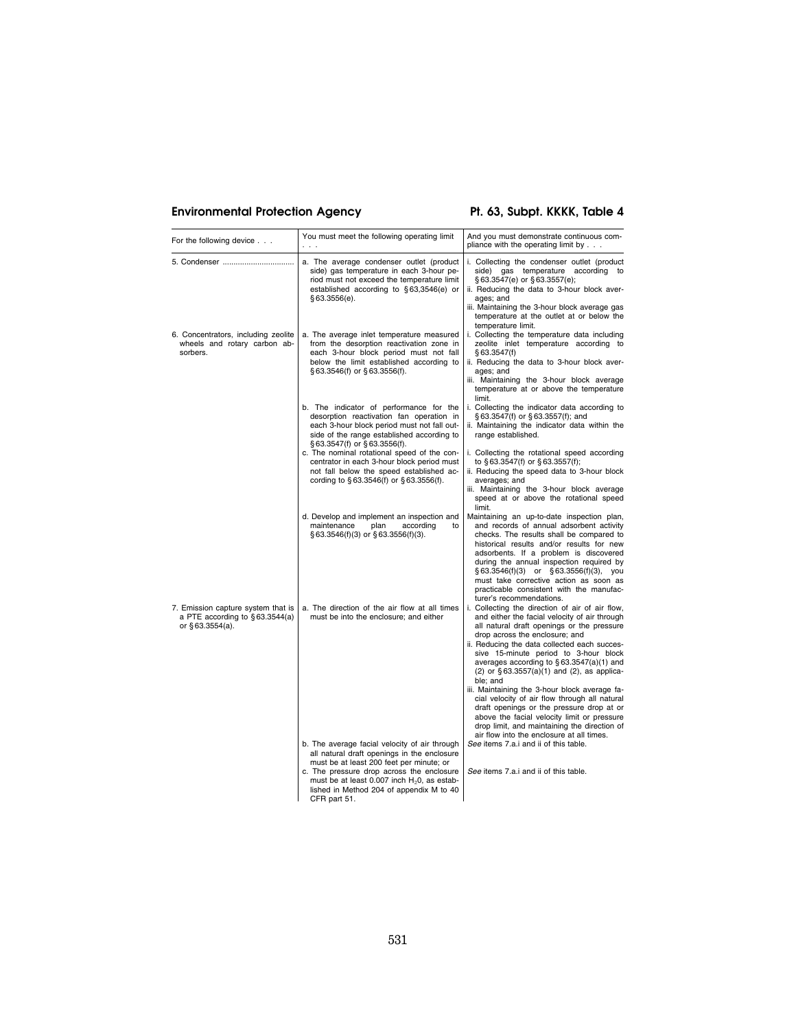| For the following device . . . | You must meet the following operating limit . . . | And you must demonstrate continuous compliance with the operating limit by . . . |
|---|---|---|
| 5. Condenser | a. The average condenser outlet (product side) gas temperature in each 3-hour period must not exceed the temperature limit established according to § 63,3546(e) or § 63.3556(e). | i. Collecting the condenser outlet (product side) gas temperature according to § 63.3547(e) or § 63.3557(e);<br>ii. Reducing the data to 3-hour block averages; and<br>iii. Maintaining the 3-hour block average gas temperature at the outlet at or below the temperature limit. |
| 6. Concentrators, including zeolite wheels and rotary carbon absorbers. | a. The average inlet temperature measured from the desorption reactivation zone in each 3-hour block period must not fall below the limit established according to § 63.3546(f) or § 63.3556(f). | i. Collecting the temperature data including zeolite inlet temperature according to § 63.3547(f)<br>ii. Reducing the data to 3-hour block averages; and<br>iii. Maintaining the 3-hour block average temperature at or above the temperature limit. |
| | b. The indicator of performance for the desorption reactivation fan operation in each 3-hour block period must not fall outside of the range established according to § 63.3547(f) or § 63.3556(f). | i. Collecting the indicator data according to § 63.3547(f) or § 63.3557(f); and<br>ii. Maintaining the indicator data within the range established. |
| | c. The nominal rotational speed of the concentrator in each 3-hour block period must not fall below the speed established according to § 63.3546(f) or § 63.3556(f). | i. Collecting the rotational speed according to § 63.3547(f) or § 63.3557(f);<br>ii. Reducing the speed data to 3-hour block averages; and<br>iii. Maintaining the 3-hour block average speed at or above the rotational speed limit. |
| | d. Develop and implement an inspection and maintenance plan according to § 63.3546(f)(3) or § 63.3556(f)(3). | Maintaining an up-to-date inspection plan, and records of annual adsorbent activity checks. The results shall be compared to historical results and/or results for new adsorbents. If a problem is discovered during the annual inspection required by § 63.3546(f)(3) or § 63.3556(f)(3), you must take corrective action as soon as practicable consistent with the manufacturer's recommendations. |
| 7. Emission capture system that is a PTE according to § 63.3544(a) or § 63.3554(a). | a. The direction of the air flow at all times must be into the enclosure; and either | i. Collecting the direction of air of air flow, and either the facial velocity of air through all natural draft openings or the pressure drop across the enclosure; and<br>ii. Reducing the data collected each successive 15-minute period to 3-hour block averages according to § 63.3547(a)(1) and (2) or § 63.3557(a)(1) and (2), as applicable; and<br>iii. Maintaining the 3-hour block average facial velocity of air flow through all natural draft openings or the pressure drop at or above the facial velocity limit or pressure drop limit, and maintaining the direction of air flow into the enclosure at all times. |
| | b. The average facial velocity of air through all natural draft openings in the enclosure must be at least 200 feet per minute; or | *See* items 7.a.i and ii of this table. |
| | c. The pressure drop across the enclosure must be at least 0.007 inch $H_20$, as established in Method 204 of appendix M to 40 CFR part 51. | *See* items 7.a.i and ii of this table. |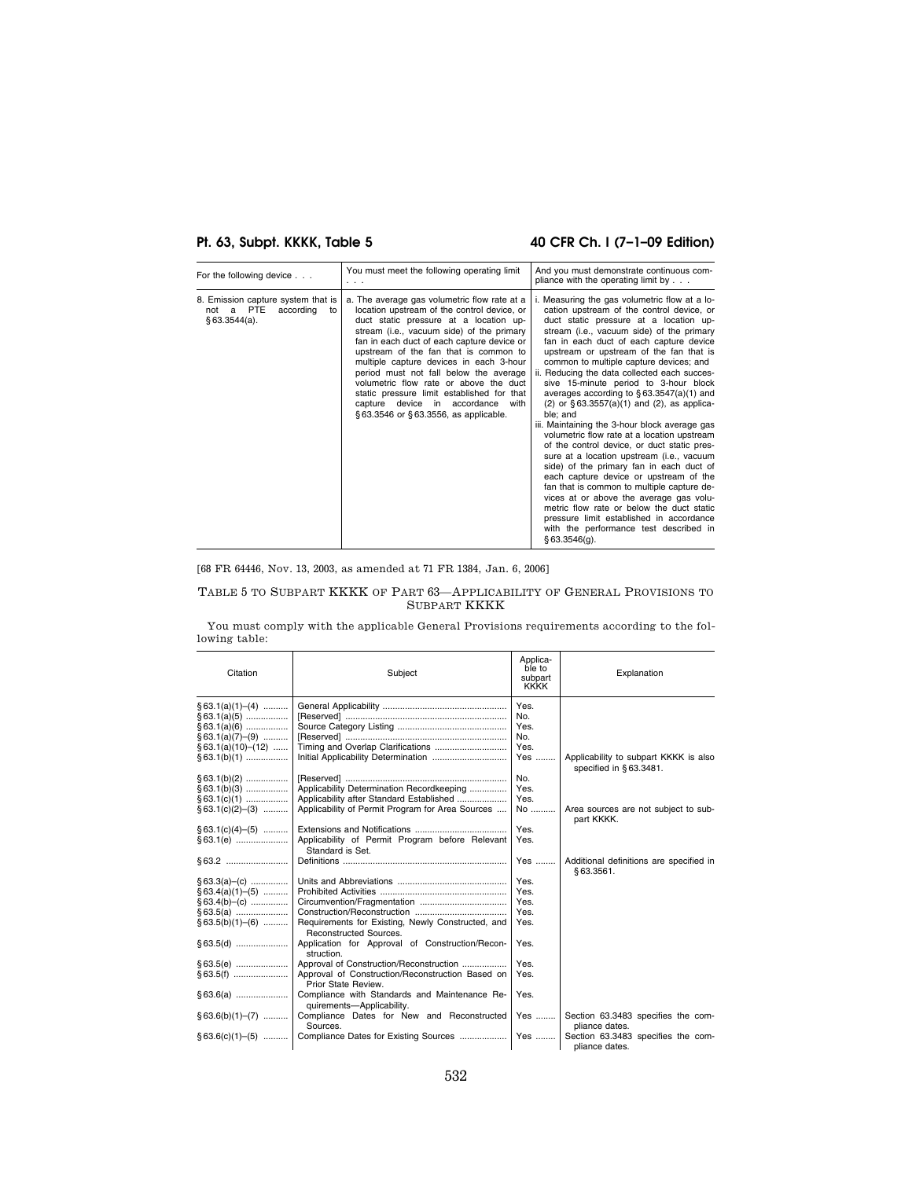| For the following device . . . | You must meet the following operating limit . . . | And you must demonstrate continuous compliance with the operating limit by . . . |
|---|---|---|
| 8. Emission capture system that is not a PTE according to §63.3544(a). | a. The average gas volumetric flow rate at a location upstream of the control device, or duct static pressure at a location upstream (i.e., vacuum side) of the primary fan in each duct of each capture device or upstream of the fan that is common to multiple capture devices in each 3-hour period must not fall below the average volumetric flow rate or above the duct static pressure limit established for that capture device in accordance with §63.3546 or §63.3556, as applicable. | i. Measuring the gas volumetric flow at a location upstream of the control device, or duct static pressure at a location upstream (i.e., vacuum side) of the primary fan in each duct of each capture device upstream or upstream of the fan that is common to multiple capture devices; and<br>ii. Reducing the data collected each successive 15-minute period to 3-hour block averages according to §63.3547(a)(1) and (2) or §63.3557(a)(1) and (2), as applicable; and<br>iii. Maintaining the 3-hour block average gas volumetric flow rate at a location upstream of the control device, or duct static pressure at a location upstream (i.e., vacuum side) of the primary fan in each duct of each capture device or upstream of the fan that is common to multiple capture devices at or above the average gas volumetric flow rate or below the duct static pressure limit established in accordance with the performance test described in §63.3546(g). |

[68 FR 64446, Nov. 13, 2003, as amended at 71 FR 1384, Jan. 6, 2006]

## TABLE 5 TO SUBPART KKKK OF PART 63—APPLICABILITY OF GENERAL PROVISIONS TO SUBPART KKKK

You must comply with the applicable General Provisions requirements according to the following table:

| Citation | Subject | Applicable to subpart KKKK | Explanation |
|---|---|---|---|
| §63.1(a)(1)–(4) | General Applicability | Yes. | |
| §63.1(a)(5) | [Reserved] | No. | |
| §63.1(a)(6) | Source Category Listing | Yes. | |
| §63.1(a)(7)–(9) | [Reserved] | No. | |
| §63.1(a)(10)–(12) | Timing and Overlap Clarifications | Yes. | |
| §63.1(b)(1) | Initial Applicability Determination | Yes | Applicability to subpart KKKK is also specified in §63.3481. |
| §63.1(b)(2) | [Reserved] | No. | |
| §63.1(b)(3) | Applicability Determination Recordkeeping | Yes. | |
| §63.1(c)(1) | Applicability after Standard Established | Yes. | |
| §63.1(c)(2)–(3) | Applicability of Permit Program for Area Sources | No | Area sources are not subject to subpart KKKK. |
| §63.1(c)(4)–(5) | Extensions and Notifications | Yes. | |
| §63.1(e) | Applicability of Permit Program before Relevant Standard is Set. | Yes. | |
| §63.2 | Definitions | Yes | Additional definitions are specified in §63.3561. |
| §63.3(a)–(c) | Units and Abbreviations | Yes. | |
| §63.4(a)(1)–(5) | Prohibited Activities | Yes. | |
| §63.4(b)–(c) | Circumvention/Fragmentation | Yes. | |
| §63.5(a) | Construction/Reconstruction | Yes. | |
| §63.5(b)(1)–(6) | Requirements for Existing, Newly Constructed, and Reconstructed Sources. | Yes. | |
| §63.5(d) | Application for Approval of Construction/Reconstruction. | Yes. | |
| §63.5(e) | Approval of Construction/Reconstruction | Yes. | |
| §63.5(f) | Approval of Construction/Reconstruction Based on Prior State Review. | Yes. | |
| §63.6(a) | Compliance with Standards and Maintenance Requirements—Applicability. | Yes. | |
| §63.6(b)(1)–(7) | Compliance Dates for New and Reconstructed Sources. | Yes | Section 63.3483 specifies the compliance dates. |
| §63.6(c)(1)–(5) | Compliance Dates for Existing Sources | Yes | Section 63.3483 specifies the compliance dates. |